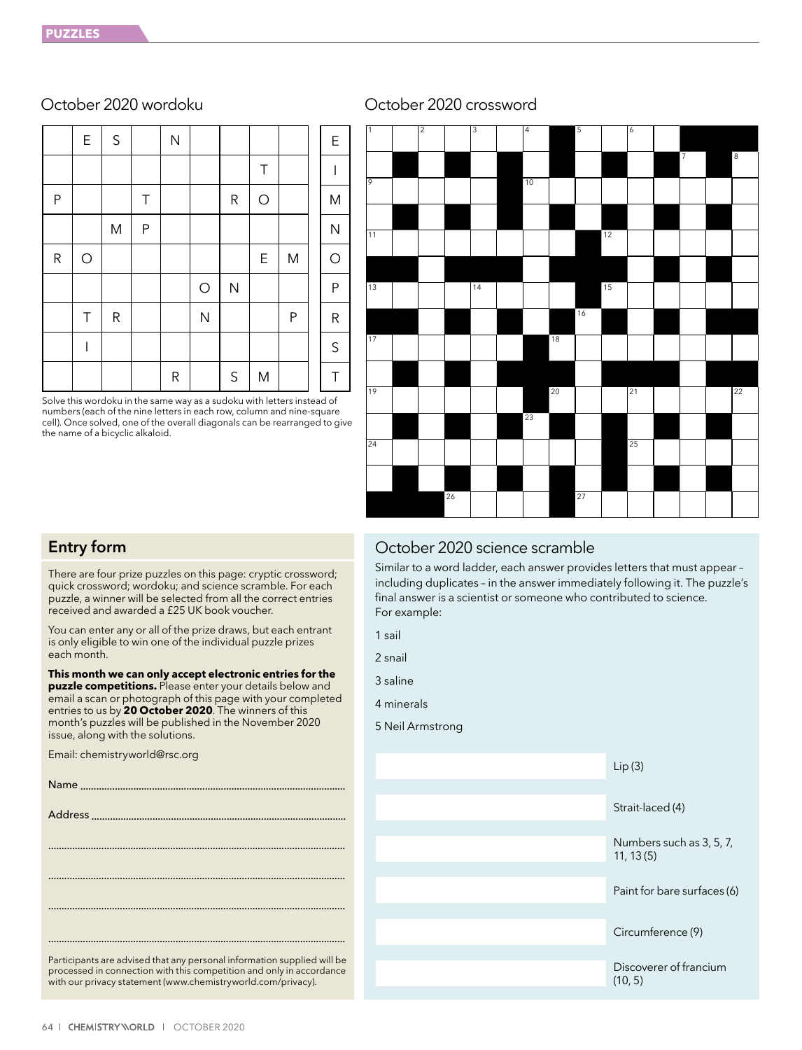## October 2020 wordoku

|   |   |   |   |   |   |   |   |   |
|---|---|---|---|---|---|---|---|---|
|   | E | S |   | N |   |   |   |   |
|   |   |   |   |   |   |   | T |   |
| P |   |   | T |   |   | R | O |   |
|   |   | M | P |   |   |   |   |   |
| R | O |   |   |   |   |   | E | M |
|   |   |   |   |   | O | N |   |   |
|   | T | R |   |   | N |   |   | P |
|   | I |   |   |   |   |   |   |   |
|   |   |   |   | R |   | S | M |   |

E I M N O P R S T

Solve this wordoku in the same way as a sudoku with letters instead of numbers (each of the nine letters in each row, column and nine-square cell). Once solved, one of the overall diagonals can be rearranged to give the name of a bicyclic alkaloid.

## October 2020 crossword

## Entry form

There are four prize puzzles on this page: cryptic crossword; quick crossword; wordoku; and science scramble. For each puzzle, a winner will be selected from all the correct entries received and awarded a £25 UK book voucher.

You can enter any or all of the prize draws, but each entrant is only eligible to win one of the individual puzzle prizes each month.

**This month we can only accept electronic entries for the puzzle competitions.** Please enter your details below and email a scan or photograph of this page with your completed entries to us by **20 October 2020**. The winners of this month's puzzles will be published in the November 2020 issue, along with the solutions.

Email: chemistryworld@rsc.org

Name ..........................................................................................

Address ......................................................................................

...................................................................................................

...................................................................................................

...................................................................................................

...................................................................................................

Participants are advised that any personal information supplied will be processed in connection with this competition and only in accordance with our privacy statement (www.chemistryworld.com/privacy).

## October 2020 science scramble

Similar to a word ladder, each answer provides letters that must appear – including duplicates – in the answer immediately following it. The puzzle's final answer is a scientist or someone who contributed to science. For example:

1 sail

2 snail

3 saline

4 minerals

5 Neil Armstrong

Lip (3)

Strait-laced (4)

Numbers such as 3, 5, 7, 11, 13 (5)

Paint for bare surfaces (6)

Circumference (9)

Discoverer of francium (10, 5)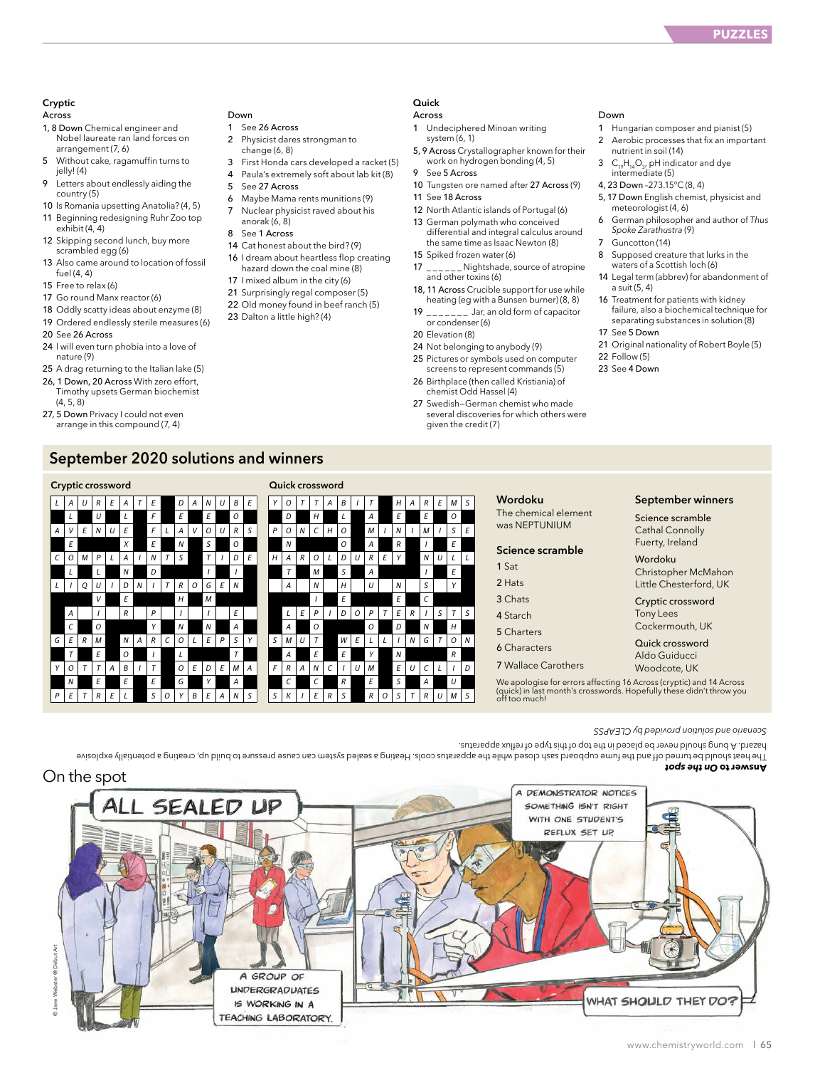# Cryptic

## Across

1, 8 Down Chemical engineer and Nobel laureate ran land forces on arrangement (7, 6)
5 Without cake, ragamuffin turns to jelly! (4)
9 Letters about endlessly aiding the country (5)
10 Is Romania upsetting Anatolia? (4, 5)
11 Beginning redesigning Ruhr Zoo top exhibit (4, 4)
12 Skipping second lunch, buy more scrambled egg (6)
13 Also came around to location of fossil fuel (4, 4)
15 Free to relax (6)
17 Go round Manx reactor (6)
18 Oddly scatty ideas about enzyme (8)
19 Ordered endlessly sterile measures (6)
20 See 26 Across
24 I will even turn phobia into a love of nature (9)
25 A drag returning to the Italian lake (5)
26, 1 Down, 20 Across With zero effort, Timothy upsets German biochemist (4, 5, 8)
27, 5 Down Privacy I could not even arrange in this compound (7, 4)

## Down

1 See 26 Across
2 Physicist dares strongman to change (6, 8)
3 First Honda cars developed a racket (5)
4 Paula's extremely soft about lab kit (8)
5 See 27 Across
6 Maybe Mama rents munitions (9)
7 Nuclear physicist raved about his anorak (6, 8)
8 See 1 Across
14 Cat honest about the bird? (9)
16 I dream about heartless flop creating hazard down the coal mine (8)
17 I mixed album in the city (6)
21 Surprisingly regal composer (5)
22 Old money found in beef ranch (5)
23 Dalton a little high? (4)

# Quick

## Across

1 Undeciphered Minoan writing system (6, 1)
5, 9 Across Crystallographer known for their work on hydrogen bonding (4, 5)
9 See 5 Across
10 Tungsten ore named after 27 Across (9)
11 See 18 Across
12 North Atlantic islands of Portugal (6)
13 German polymath who conceived differential and integral calculus around the same time as Isaac Newton (8)
15 Spiked frozen water (6)
17 ______ Nightshade, source of atropine and other toxins (6)
18, 11 Across Crucible support for use while heating (eg with a Bunsen burner) (8, 8)
19 _______ Jar, an old form of capacitor or condenser (6)
20 Elevation (8)
24 Not belonging to anybody (9)
25 Pictures or symbols used on computer screens to represent commands (5)
26 Birthplace (then called Kristiania) of chemist Odd Hassel (4)
27 Swedish–German chemist who made several discoveries for which others were given the credit (7)

## Down

1 Hungarian composer and pianist (5)
2 Aerobic processes that fix an important nutrient in soil (14)
3 $C_{19}H_{14}O_3$, pH indicator and dye intermediate (5)
4, 23 Down -273.15°C (8, 4)
5, 17 Down English chemist, physicist and meteorologist (4, 6)
6 German philosopher and author of *Thus Spoke Zarathustra* (9)
7 Guncotton (14)
8 Supposed creature that lurks in the waters of a Scottish loch (6)
14 Legal term (abbrev) for abandonment of a suit (5, 4)
16 Treatment for patients with kidney failure, also a biochemical technique for separating substances in solution (8)
17 See 5 Down
21 Original nationality of Robert Boyle (5)
22 Follow (5)
23 See 4 Down

## September 2020 solutions and winners

### Cryptic crossword

| | | | | | | | | | | | | | | |
|---|---|---|---|---|---|---|---|---|---|---|---|---|---|---|
| L | A | U | R | E | A | T | E | | D | A | N | U | B | E |
| | L | | U | | L | | F | | E | | E | | O | |
| A | V | E | N | U | E | | F | L | A | V | O | U | R | S |
| | E | | | | X | | E | | N | | S | | O | |
| C | O | M | P | L | A | I | N | T | S | | T | I | D | E |
| | L | | L | | N | | D | | | | I | | I | |
| L | I | Q | U | I | D | N | I | T | R | O | G | E | N | |
| | | | V | | E | | | H | | | M | | | |
| | A | | I | | R | | P | | I | | I | | E | |
| | C | | O | | | | Y | | N | | N | | A | |
| G | E | R | M | | N | A | R | C | O | L | E | P | S | Y |
| | T | | E | | O | | I | | L | | | | T | |
| Y | O | T | T | A | B | I | T | | O | E | D | E | M | A |
| | N | | E | | E | | E | | G | | Y | | A | |
| P | E | T | R | E | L | | S | O | Y | B | E | A | N | S |

### Quick crossword

| | | | | | | | | | | | | | | |
|---|---|---|---|---|---|---|---|---|---|---|---|---|---|---|
| Y | O | T | T | A | B | I | T | | H | A | R | E | M | S |
| | D | | H | | L | | A | | E | | E | | O | |
| P | O | N | C | H | O | | M | I | N | I | M | I | S | E |
| | N | | | | O | | A | | R | | I | | E | |
| H | A | R | O | L | D | U | R | E | Y | | N | U | L | L |
| | T | | M | | S | | A | | | | I | | E | |
| | A | | N | | H | | U | | N | | S | | Y | |
| | | | I | | E | | | | E | | C | | | |
| | L | E | P | I | D | O | P | T | E | R | I | S | T | S |
| | A | | O | | | | O | | D | | N | | H | |
| S | M | U | T | | W | E | L | L | I | N | G | T | O | N |
| | A | | E | | E | | Y | | N | | | | R | |
| F | R | A | N | C | I | U | M | | E | U | C | L | I | D |
| | C | | C | | R | | E | | S | | A | | U | |
| S | K | I | E | R | S | | R | O | S | T | R | U | M | S |

### Wordoku

The chemical element was NEPTUNIUM

### Science scramble

1 Sat
2 Hats
3 Chats
4 Starch
5 Charters
6 Characters
7 Wallace Carothers

### September winners

**Science scramble**
Cathal Connolly
Fuerty, Ireland

**Wordoku**
Christopher McMahon
Little Chesterford, UK

**Cryptic crossword**
Tony Lees
Cockermouth, UK

**Quick crossword**
Aldo Guiducci
Woodcote, UK

We apologise for errors affecting 16 Across (cryptic) and 14 Across (quick) in last month's crosswords. Hopefully these didn't throw you off too much!

## On the spot

ALL SEALED UP

A DEMONSTRATOR NOTICES SOMETHING ISN'T RIGHT WITH ONE STUDENT'S REFLUX SET UP.

A GROUP OF UNDERGRADUATES IS WORKING IN A TEACHING LABORATORY.

WHAT SHOULD THEY DO?

© Jane Webster @ Débüt Art

**Answer to *On the spot***
The heat should be turned off and the fume cupboard sash closed while the apparatus cools. Heating a sealed system can cause pressure to build up, creating a potentially explosive hazard. A bung should never be placed in the top of this type of reflux apparatus.

*Scenario and solution provided by CLEAPSS*